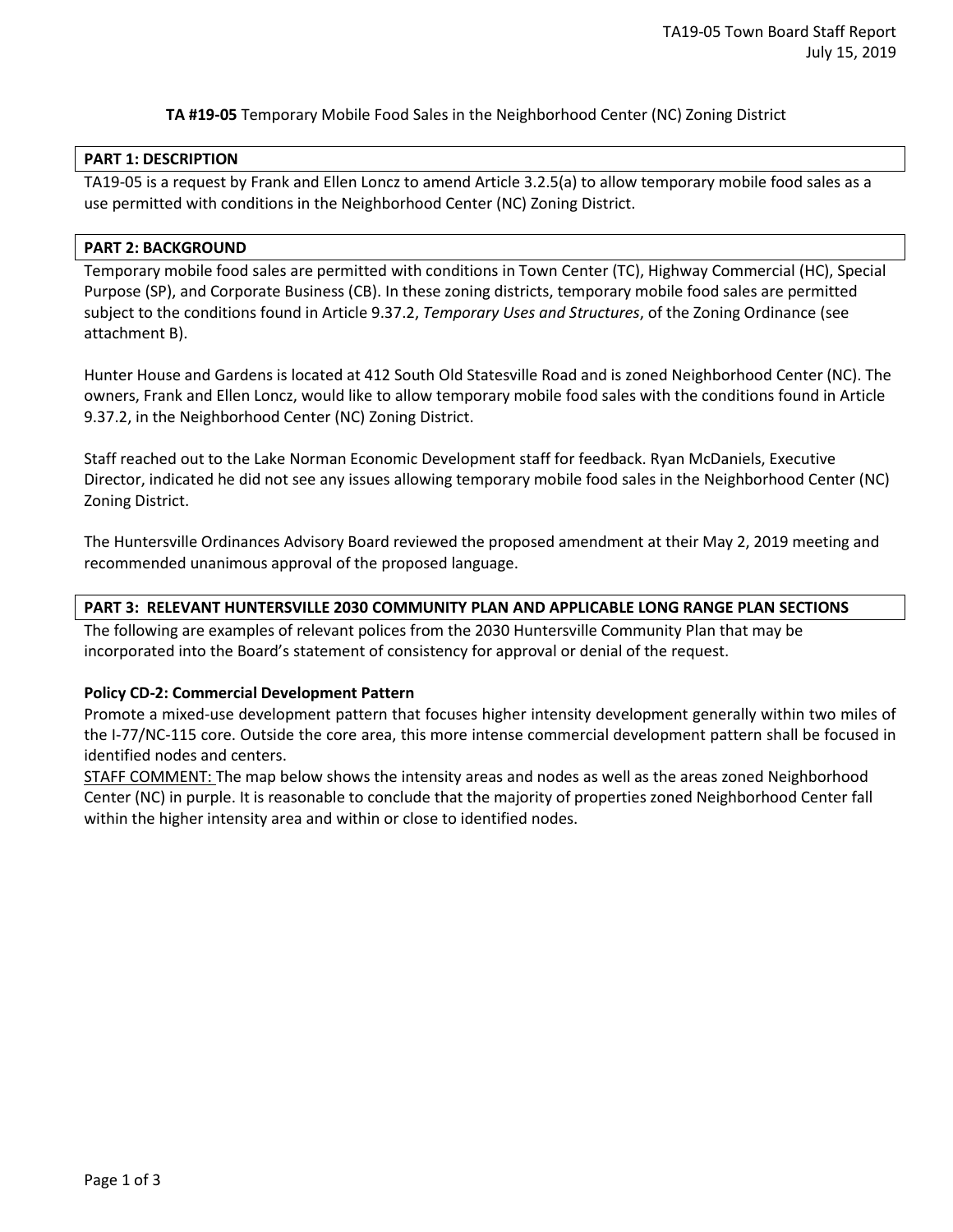**TA #19-05** Temporary Mobile Food Sales in the Neighborhood Center (NC) Zoning District

## PART 1: DESCRIPTION

TA19-05 is a request by Frank and Ellen Loncz to amend Article 3.2.5(a) to allow temporary mobile food sales as a use permitted with conditions in the Neighborhood Center (NC) Zoning District.

## PART 2: BACKGROUND

Temporary mobile food sales are permitted with conditions in Town Center (TC), Highway Commercial (HC), Special Purpose (SP), and Corporate Business (CB). In these zoning districts, temporary mobile food sales are permitted subject to the conditions found in Article 9.37.2, *Temporary Uses and Structures*, of the Zoning Ordinance (see attachment B).

Hunter House and Gardens is located at 412 South Old Statesville Road and is zoned Neighborhood Center (NC). The owners, Frank and Ellen Loncz, would like to allow temporary mobile food sales with the conditions found in Article 9.37.2, in the Neighborhood Center (NC) Zoning District.

Staff reached out to the Lake Norman Economic Development staff for feedback. Ryan McDaniels, Executive Director, indicated he did not see any issues allowing temporary mobile food sales in the Neighborhood Center (NC) Zoning District.

The Huntersville Ordinances Advisory Board reviewed the proposed amendment at their May 2, 2019 meeting and recommended unanimous approval of the proposed language.

## PART 3: RELEVANT HUNTERSVILLE 2030 COMMUNITY PLAN AND APPLICABLE LONG RANGE PLAN SECTIONS

The following are examples of relevant polices from the 2030 Huntersville Community Plan that may be incorporated into the Board's statement of consistency for approval or denial of the request.

**Policy CD-2: Commercial Development Pattern**
Promote a mixed-use development pattern that focuses higher intensity development generally within two miles of the I-77/NC-115 core. Outside the core area, this more intense commercial development pattern shall be focused in identified nodes and centers.

STAFF COMMENT: The map below shows the intensity areas and nodes as well as the areas zoned Neighborhood Center (NC) in purple. It is reasonable to conclude that the majority of properties zoned Neighborhood Center fall within the higher intensity area and within or close to identified nodes.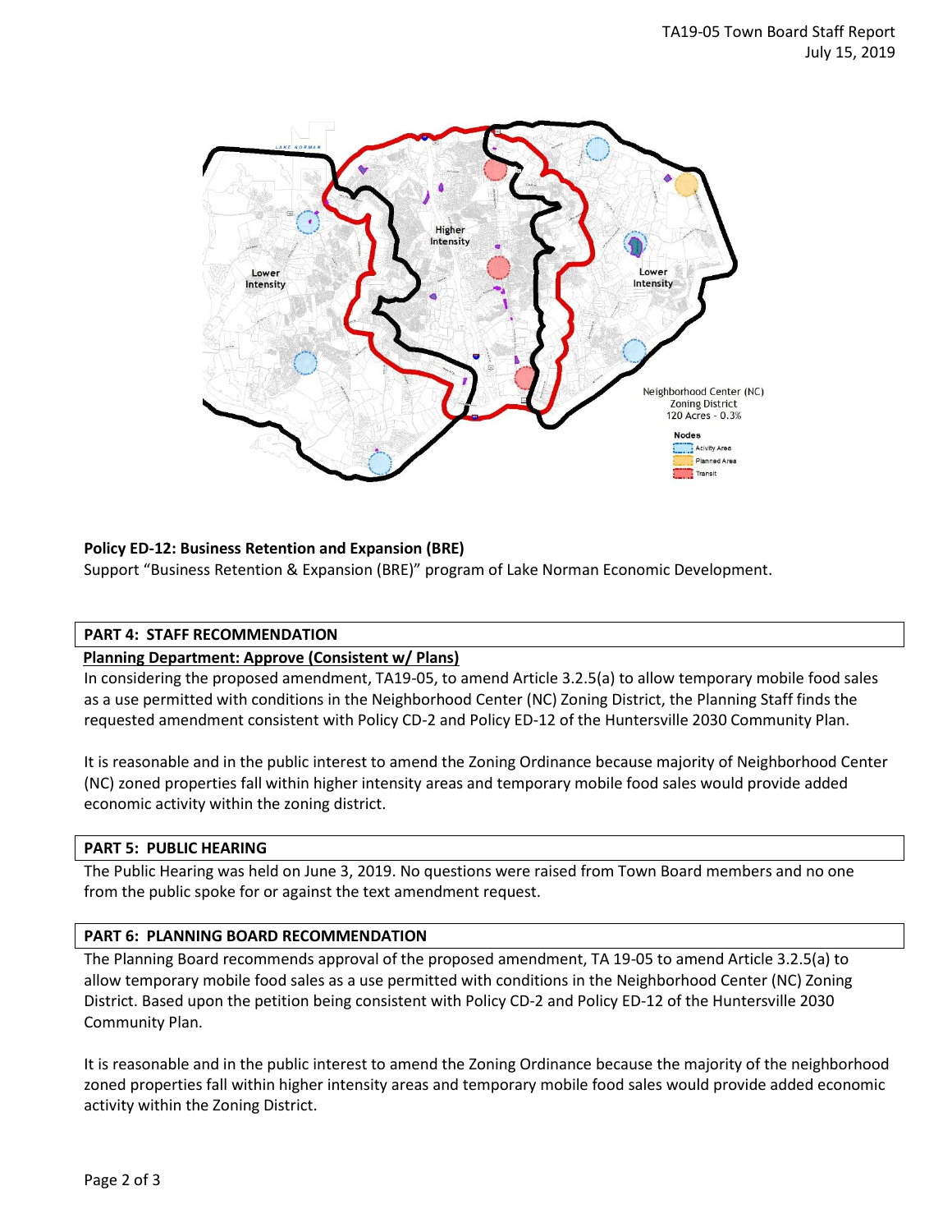**Policy ED-12: Business Retention and Expansion (BRE)**
Support "Business Retention & Expansion (BRE)" program of Lake Norman Economic Development.

## PART 4: STAFF RECOMMENDATION

**Planning Department: Approve (Consistent w/ Plans)**

In considering the proposed amendment, TA19-05, to amend Article 3.2.5(a) to allow temporary mobile food sales as a use permitted with conditions in the Neighborhood Center (NC) Zoning District, the Planning Staff finds the requested amendment consistent with Policy CD-2 and Policy ED-12 of the Huntersville 2030 Community Plan.

It is reasonable and in the public interest to amend the Zoning Ordinance because majority of Neighborhood Center (NC) zoned properties fall within higher intensity areas and temporary mobile food sales would provide added economic activity within the zoning district.

## PART 5: PUBLIC HEARING

The Public Hearing was held on June 3, 2019. No questions were raised from Town Board members and no one from the public spoke for or against the text amendment request.

## PART 6: PLANNING BOARD RECOMMENDATION

The Planning Board recommends approval of the proposed amendment, TA 19-05 to amend Article 3.2.5(a) to allow temporary mobile food sales as a use permitted with conditions in the Neighborhood Center (NC) Zoning District. Based upon the petition being consistent with Policy CD-2 and Policy ED-12 of the Huntersville 2030 Community Plan.

It is reasonable and in the public interest to amend the Zoning Ordinance because the majority of the neighborhood zoned properties fall within higher intensity areas and temporary mobile food sales would provide added economic activity within the Zoning District.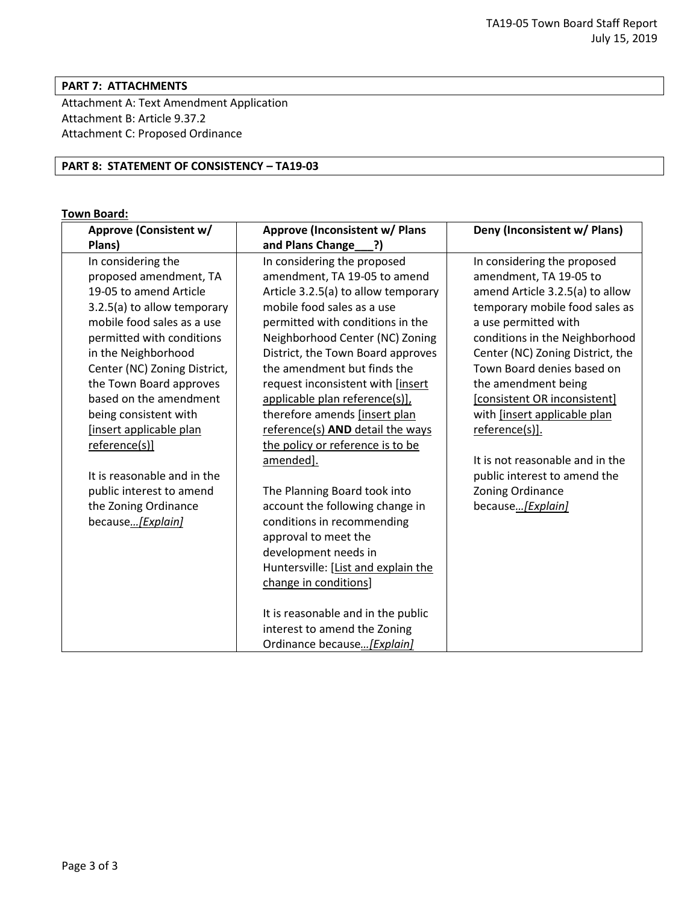**PART 7: ATTACHMENTS**

Attachment A: Text Amendment Application
Attachment B: Article 9.37.2
Attachment C: Proposed Ordinance

**PART 8: STATEMENT OF CONSISTENCY – TA19-03**

**Town Board:**

| Approve (Consistent w/ Plans) | Approve (Inconsistent w/ Plans and Plans Change___?) | Deny (Inconsistent w/ Plans) |
|---|---|---|
| In considering the proposed amendment, TA 19-05 to amend Article 3.2.5(a) to allow temporary mobile food sales as a use permitted with conditions in the Neighborhood Center (NC) Zoning District, the Town Board approves based on the amendment being consistent with [insert applicable plan reference(s)]<br><br>It is reasonable and in the public interest to amend the Zoning Ordinance because*…[Explain]* | In considering the proposed amendment, TA 19-05 to amend Article 3.2.5(a) to allow temporary mobile food sales as a use permitted with conditions in the Neighborhood Center (NC) Zoning District, the Town Board approves the amendment but finds the request inconsistent with [insert applicable plan reference(s)], therefore amends [insert plan reference(s) **AND** detail the ways the policy or reference is to be amended].<br><br>The Planning Board took into account the following change in conditions in recommending approval to meet the development needs in Huntersville: [List and explain the change in conditions]<br><br>It is reasonable and in the public interest to amend the Zoning Ordinance because*…[Explain]* | In considering the proposed amendment, TA 19-05 to amend Article 3.2.5(a) to allow temporary mobile food sales as a use permitted with conditions in the Neighborhood Center (NC) Zoning District, the Town Board denies based on the amendment being [consistent OR inconsistent] with [insert applicable plan reference(s)].<br><br>It is not reasonable and in the public interest to amend the Zoning Ordinance because*…[Explain]* |